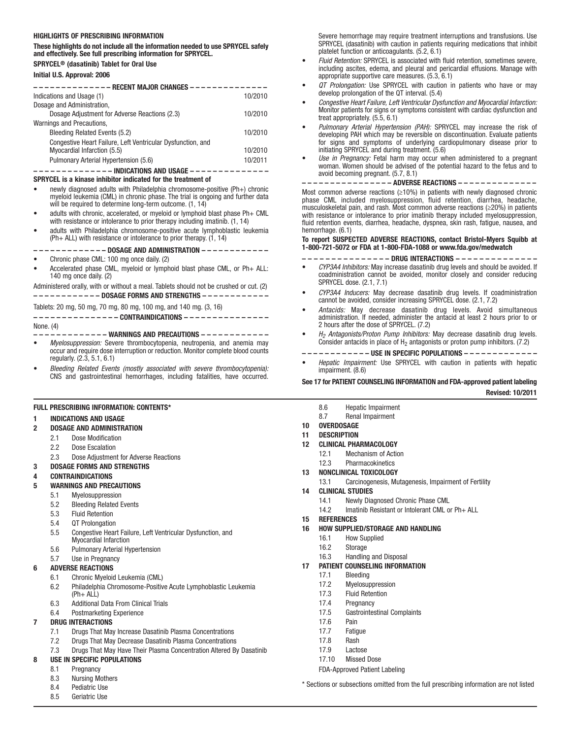**HIGHLIGHTS OF PRESCRIBING INFORMATION**

**These highlights do not include all the information needed to use SPRYCEL safely and effectively. See full prescribing information for SPRYCEL.**

**SPRYCEL® (dasatinib) Tablet for Oral Use**

**Initial U.S. Approval: 2006**

**RECENT MAJOR CHANGES**

| | |
|---|---|
| Indications and Usage (1) | 10/2010 |
| Dosage and Administration, | |
| Dosage Adjustment for Adverse Reactions (2.3) | 10/2010 |
| Warnings and Precautions, | |
| Bleeding Related Events (5.2) | 10/2010 |
| Congestive Heart Failure, Left Ventricular Dysfunction, and Myocardial Infarction (5.5) | 10/2010 |
| Pulmonary Arterial Hypertension (5.6) | 10/2011 |

**INDICATIONS AND USAGE**

**SPRYCEL is a kinase inhibitor indicated for the treatment of**

- newly diagnosed adults with Philadelphia chromosome-positive (Ph+) chronic myeloid leukemia (CML) in chronic phase. The trial is ongoing and further data will be required to determine long-term outcome. (1, 14)
- adults with chronic, accelerated, or myeloid or lymphoid blast phase Ph+ CML with resistance or intolerance to prior therapy including imatinib. (1, 14)
- adults with Philadelphia chromosome-positive acute lymphoblastic leukemia (Ph+ ALL) with resistance or intolerance to prior therapy. (1, 14)

**DOSAGE AND ADMINISTRATION**

- Chronic phase CML: 100 mg once daily. (2)
- Accelerated phase CML, myeloid or lymphoid blast phase CML, or Ph+ ALL: 140 mg once daily. (2)

Administered orally, with or without a meal. Tablets should not be crushed or cut. (2)

**DOSAGE FORMS AND STRENGTHS**

Tablets: 20 mg, 50 mg, 70 mg, 80 mg, 100 mg, and 140 mg. (3, 16)

**CONTRAINDICATIONS**

None. (4)

**WARNINGS AND PRECAUTIONS**

- *Myelosuppression:* Severe thrombocytopenia, neutropenia, and anemia may occur and require dose interruption or reduction. Monitor complete blood counts regularly. (2.3, 5.1, 6.1)
- *Bleeding Related Events (mostly associated with severe thrombocytopenia):* CNS and gastrointestinal hemorrhages, including fatalities, have occurred. Severe hemorrhage may require treatment interruptions and transfusions. Use SPRYCEL (dasatinib) with caution in patients requiring medications that inhibit platelet function or anticoagulants. (5.2, 6.1)
- *Fluid Retention:* SPRYCEL is associated with fluid retention, sometimes severe, including ascites, edema, and pleural and pericardial effusions. Manage with appropriate supportive care measures. (5.3, 6.1)
- *QT Prolongation:* Use SPRYCEL with caution in patients who have or may develop prolongation of the QT interval. (5.4)
- *Congestive Heart Failure, Left Ventricular Dysfunction and Myocardial Infarction:* Monitor patients for signs or symptoms consistent with cardiac dysfunction and treat appropriately. (5.5, 6.1)
- *Pulmonary Arterial Hypertension (PAH):* SPRYCEL may increase the risk of developing PAH which may be reversible on discontinuation. Evaluate patients for signs and symptoms of underlying cardiopulmonary disease prior to initiating SPRYCEL and during treatment. (5.6)
- *Use in Pregnancy:* Fetal harm may occur when administered to a pregnant woman. Women should be advised of the potential hazard to the fetus and to avoid becoming pregnant. (5.7, 8.1)

**ADVERSE REACTIONS**

Most common adverse reactions (≥10%) in patients with newly diagnosed chronic phase CML included myelosuppression, fluid retention, diarrhea, headache, musculoskeletal pain, and rash. Most common adverse reactions (≥20%) in patients with resistance or intolerance to prior imatinib therapy included myelosuppression, fluid retention events, diarrhea, headache, dyspnea, skin rash, fatigue, nausea, and hemorrhage. (6.1)

**To report SUSPECTED ADVERSE REACTIONS, contact Bristol-Myers Squibb at 1-800-721-5072 or FDA at 1-800-FDA-1088 or www.fda.gov/medwatch**

**DRUG INTERACTIONS**

- *CYP3A4 Inhibitors:* May increase dasatinib drug levels and should be avoided. If coadministration cannot be avoided, monitor closely and consider reducing SPRYCEL dose. (2.1, 7.1)
- *CYP3A4 Inducers:* May decrease dasatinib drug levels. If coadministration cannot be avoided, consider increasing SPRYCEL dose. (2.1, 7.2)
- *Antacids:* May decrease dasatinib drug levels. Avoid simultaneous administration. If needed, administer the antacid at least 2 hours prior to or 2 hours after the dose of SPRYCEL. (7.2)
- *$H_2$ Antagonists/Proton Pump Inhibitors:* May decrease dasatinib drug levels. Consider antacids in place of $H_2$ antagonists or proton pump inhibitors. (7.2)

**USE IN SPECIFIC POPULATIONS**

- *Hepatic Impairment:* Use SPRYCEL with caution in patients with hepatic impairment. (8.6)

**See 17 for PATIENT COUNSELING INFORMATION and FDA-approved patient labeling**

**Revised: 10/2011**

**FULL PRESCRIBING INFORMATION: CONTENTS\***

**1 INDICATIONS AND USAGE**

**2 DOSAGE AND ADMINISTRATION**
- 2.1 Dose Modification
- 2.2 Dose Escalation
- 2.3 Dose Adjustment for Adverse Reactions

**3 DOSAGE FORMS AND STRENGTHS**

**4 CONTRAINDICATIONS**

**5 WARNINGS AND PRECAUTIONS**
- 5.1 Myelosuppression
- 5.2 Bleeding Related Events
- 5.3 Fluid Retention
- 5.4 QT Prolongation
- 5.5 Congestive Heart Failure, Left Ventricular Dysfunction, and Myocardial Infarction
- 5.6 Pulmonary Arterial Hypertension
- 5.7 Use in Pregnancy

**6 ADVERSE REACTIONS**
- 6.1 Chronic Myeloid Leukemia (CML)
- 6.2 Philadelphia Chromosome-Positive Acute Lymphoblastic Leukemia (Ph+ ALL)
- 6.3 Additional Data From Clinical Trials
- 6.4 Postmarketing Experience

**7 DRUG INTERACTIONS**
- 7.1 Drugs That May Increase Dasatinib Plasma Concentrations
- 7.2 Drugs That May Decrease Dasatinib Plasma Concentrations
- 7.3 Drugs That May Have Their Plasma Concentration Altered By Dasatinib

**8 USE IN SPECIFIC POPULATIONS**
- 8.1 Pregnancy
- 8.3 Nursing Mothers
- 8.4 Pediatric Use
- 8.5 Geriatric Use
- 8.6 Hepatic Impairment
- 8.7 Renal Impairment

**10 OVERDOSAGE**

**11 DESCRIPTION**

**12 CLINICAL PHARMACOLOGY**
- 12.1 Mechanism of Action
- 12.3 Pharmacokinetics

**13 NONCLINICAL TOXICOLOGY**
- 13.1 Carcinogenesis, Mutagenesis, Impairment of Fertility

**14 CLINICAL STUDIES**
- 14.1 Newly Diagnosed Chronic Phase CML
- 14.2 Imatinib Resistant or Intolerant CML or Ph+ ALL

**15 REFERENCES**

**16 HOW SUPPLIED/STORAGE AND HANDLING**
- 16.1 How Supplied
- 16.2 Storage
- 16.3 Handling and Disposal

**17 PATIENT COUNSELING INFORMATION**
- 17.1 Bleeding
- 17.2 Myelosuppression
- 17.3 Fluid Retention
- 17.4 Pregnancy
- 17.5 Gastrointestinal Complaints
- 17.6 Pain
- 17.7 Fatigue
- 17.8 Rash
- 17.9 Lactose
- 17.10 Missed Dose

FDA-Approved Patient Labeling

\* Sections or subsections omitted from the full prescribing information are not listed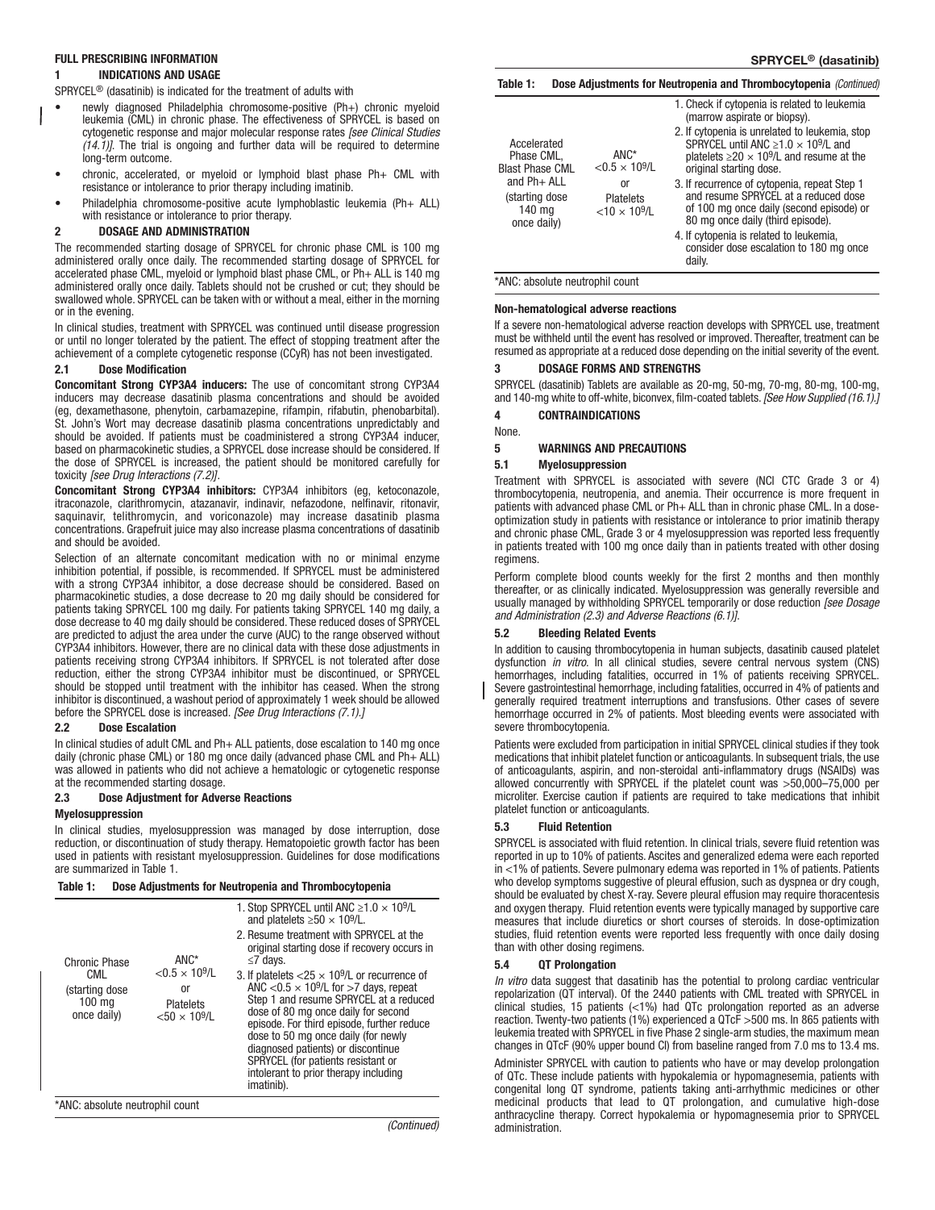## FULL PRESCRIBING INFORMATION

## 1 INDICATIONS AND USAGE

SPRYCEL® (dasatinib) is indicated for the treatment of adults with

- newly diagnosed Philadelphia chromosome-positive (Ph+) chronic myeloid leukemia (CML) in chronic phase. The effectiveness of SPRYCEL is based on cytogenetic response and major molecular response rates *[see Clinical Studies (14.1)]*. The trial is ongoing and further data will be required to determine long-term outcome.
- chronic, accelerated, or myeloid or lymphoid blast phase Ph+ CML with resistance or intolerance to prior therapy including imatinib.
- Philadelphia chromosome-positive acute lymphoblastic leukemia (Ph+ ALL) with resistance or intolerance to prior therapy.

## 2 DOSAGE AND ADMINISTRATION

The recommended starting dosage of SPRYCEL for chronic phase CML is 100 mg administered orally once daily. The recommended starting dosage of SPRYCEL for accelerated phase CML, myeloid or lymphoid blast phase CML, or Ph+ ALL is 140 mg administered orally once daily. Tablets should not be crushed or cut; they should be swallowed whole. SPRYCEL can be taken with or without a meal, either in the morning or in the evening.

In clinical studies, treatment with SPRYCEL was continued until disease progression or until no longer tolerated by the patient. The effect of stopping treatment after the achievement of a complete cytogenetic response (CCyR) has not been investigated.

### 2.1 Dose Modification

**Concomitant Strong CYP3A4 inducers:** The use of concomitant strong CYP3A4 inducers may decrease dasatinib plasma concentrations and should be avoided (eg, dexamethasone, phenytoin, carbamazepine, rifampin, rifabutin, phenobarbital). St. John's Wort may decrease dasatinib plasma concentrations unpredictably and should be avoided. If patients must be coadministered a strong CYP3A4 inducer, based on pharmacokinetic studies, a SPRYCEL dose increase should be considered. If the dose of SPRYCEL is increased, the patient should be monitored carefully for toxicity *[see Drug Interactions (7.2)]*.

**Concomitant Strong CYP3A4 inhibitors:** CYP3A4 inhibitors (eg, ketoconazole, itraconazole, clarithromycin, atazanavir, indinavir, nefazodone, nelfinavir, ritonavir, saquinavir, telithromycin, and voriconazole) may increase dasatinib plasma concentrations. Grapefruit juice may also increase plasma concentrations of dasatinib and should be avoided.

Selection of an alternate concomitant medication with no or minimal enzyme inhibition potential, if possible, is recommended. If SPRYCEL must be administered with a strong CYP3A4 inhibitor, a dose decrease should be considered. Based on pharmacokinetic studies, a dose decrease to 20 mg daily should be considered for patients taking SPRYCEL 100 mg daily. For patients taking SPRYCEL 140 mg daily, a dose decrease to 40 mg daily should be considered. These reduced doses of SPRYCEL are predicted to adjust the area under the curve (AUC) to the range observed without CYP3A4 inhibitors. However, there are no clinical data with these dose adjustments in patients receiving strong CYP3A4 inhibitors. If SPRYCEL is not tolerated after dose reduction, either the strong CYP3A4 inhibitor must be discontinued, or SPRYCEL should be stopped until treatment with the inhibitor has ceased. When the strong inhibitor is discontinued, a washout period of approximately 1 week should be allowed before the SPRYCEL dose is increased. *[See Drug Interactions (7.1).]*

### 2.2 Dose Escalation

In clinical studies of adult CML and Ph+ ALL patients, dose escalation to 140 mg once daily (chronic phase CML) or 180 mg once daily (advanced phase CML and Ph+ ALL) was allowed in patients who did not achieve a hematologic or cytogenetic response at the recommended starting dosage.

### 2.3 Dose Adjustment for Adverse Reactions

**Myelosuppression**

In clinical studies, myelosuppression was managed by dose interruption, dose reduction, or discontinuation of study therapy. Hematopoietic growth factor has been used in patients with resistant myelosuppression. Guidelines for dose modifications are summarized in Table 1.

**Table 1: Dose Adjustments for Neutropenia and Thrombocytopenia**

| | | |
|---|---|---|
| Chronic Phase CML (starting dose 100 mg once daily) | ANC* $<0.5 \times 10^9$/L or Platelets $<50 \times 10^9$/L | 1. Stop SPRYCEL until ANC $\geq 1.0 \times 10^9$/L and platelets $\geq 50 \times 10^9$/L.<br>2. Resume treatment with SPRYCEL at the original starting dose if recovery occurs in $\leq 7$ days.<br>3. If platelets $<25 \times 10^9$/L or recurrence of ANC $<0.5 \times 10^9$/L for $>7$ days, repeat Step 1 and resume SPRYCEL at a reduced dose of 80 mg once daily for second episode. For third episode, further reduce dose to 50 mg once daily (for newly diagnosed patients) or discontinue SPRYCEL (for patients resistant or intolerant to prior therapy including imatinib). |
| Accelerated Phase CML, Blast Phase CML and Ph+ ALL (starting dose 140 mg once daily) | ANC* $<0.5 \times 10^9$/L or Platelets $<10 \times 10^9$/L | 1. Check if cytopenia is related to leukemia (marrow aspirate or biopsy).<br>2. If cytopenia is unrelated to leukemia, stop SPRYCEL until ANC $\geq 1.0 \times 10^9$/L and platelets $\geq 20 \times 10^9$/L and resume at the original starting dose.<br>3. If recurrence of cytopenia, repeat Step 1 and resume SPRYCEL at a reduced dose of 100 mg once daily (second episode) or 80 mg once daily (third episode).<br>4. If cytopenia is related to leukemia, consider dose escalation to 180 mg once daily. |

*ANC: absolute neutrophil count

**Non-hematological adverse reactions**

If a severe non-hematological adverse reaction develops with SPRYCEL use, treatment must be withheld until the event has resolved or improved. Thereafter, treatment can be resumed as appropriate at a reduced dose depending on the initial severity of the event.

## 3 DOSAGE FORMS AND STRENGTHS

SPRYCEL (dasatinib) Tablets are available as 20-mg, 50-mg, 70-mg, 80-mg, 100-mg, and 140-mg white to off-white, biconvex, film-coated tablets. *[See How Supplied (16.1).]*

## 4 CONTRAINDICATIONS

None.

## 5 WARNINGS AND PRECAUTIONS

### 5.1 Myelosuppression

Treatment with SPRYCEL is associated with severe (NCI CTC Grade 3 or 4) thrombocytopenia, neutropenia, and anemia. Their occurrence is more frequent in patients with advanced phase CML or Ph+ ALL than in chronic phase CML. In a dose-optimization study in patients with resistance or intolerance to prior imatinib therapy and chronic phase CML, Grade 3 or 4 myelosuppression was reported less frequently in patients treated with 100 mg once daily than in patients treated with other dosing regimens.

Perform complete blood counts weekly for the first 2 months and then monthly thereafter, or as clinically indicated. Myelosuppression was generally reversible and usually managed by withholding SPRYCEL temporarily or dose reduction *[see Dosage and Administration (2.3) and Adverse Reactions (6.1)]*.

### 5.2 Bleeding Related Events

In addition to causing thrombocytopenia in human subjects, dasatinib caused platelet dysfunction *in vitro*. In all clinical studies, severe central nervous system (CNS) hemorrhages, including fatalities, occurred in 1% of patients receiving SPRYCEL. Severe gastrointestinal hemorrhage, including fatalities, occurred in 4% of patients and generally required treatment interruptions and transfusions. Other cases of severe hemorrhage occurred in 2% of patients. Most bleeding events were associated with severe thrombocytopenia.

Patients were excluded from participation in initial SPRYCEL clinical studies if they took medications that inhibit platelet function or anticoagulants. In subsequent trials, the use of anticoagulants, aspirin, and non-steroidal anti-inflammatory drugs (NSAIDs) was allowed concurrently with SPRYCEL if the platelet count was >50,000–75,000 per microliter. Exercise caution if patients are required to take medications that inhibit platelet function or anticoagulants.

### 5.3 Fluid Retention

SPRYCEL is associated with fluid retention. In clinical trials, severe fluid retention was reported in up to 10% of patients. Ascites and generalized edema were each reported in <1% of patients. Severe pulmonary edema was reported in 1% of patients. Patients who develop symptoms suggestive of pleural effusion, such as dyspnea or dry cough, should be evaluated by chest X-ray. Severe pleural effusion may require thoracentesis and oxygen therapy. Fluid retention events were typically managed by supportive care measures that include diuretics or short courses of steroids. In dose-optimization studies, fluid retention events were reported less frequently with once daily dosing than with other dosing regimens.

### 5.4 QT Prolongation

*In vitro* data suggest that dasatinib has the potential to prolong cardiac ventricular repolarization (QT interval). Of the 2440 patients with CML treated with SPRYCEL in clinical studies, 15 patients (<1%) had QTc prolongation reported as an adverse reaction. Twenty-two patients (1%) experienced a QTcF >500 ms. In 865 patients with leukemia treated with SPRYCEL in five Phase 2 single-arm studies, the maximum mean changes in QTcF (90% upper bound CI) from baseline ranged from 7.0 ms to 13.4 ms.

Administer SPRYCEL with caution to patients who have or may develop prolongation of QTc. These include patients with hypokalemia or hypomagnesemia, patients with congenital long QT syndrome, patients taking anti-arrhythmic medicines or other medicinal products that lead to QT prolongation, and cumulative high-dose anthracycline therapy. Correct hypokalemia or hypomagnesemia prior to SPRYCEL administration.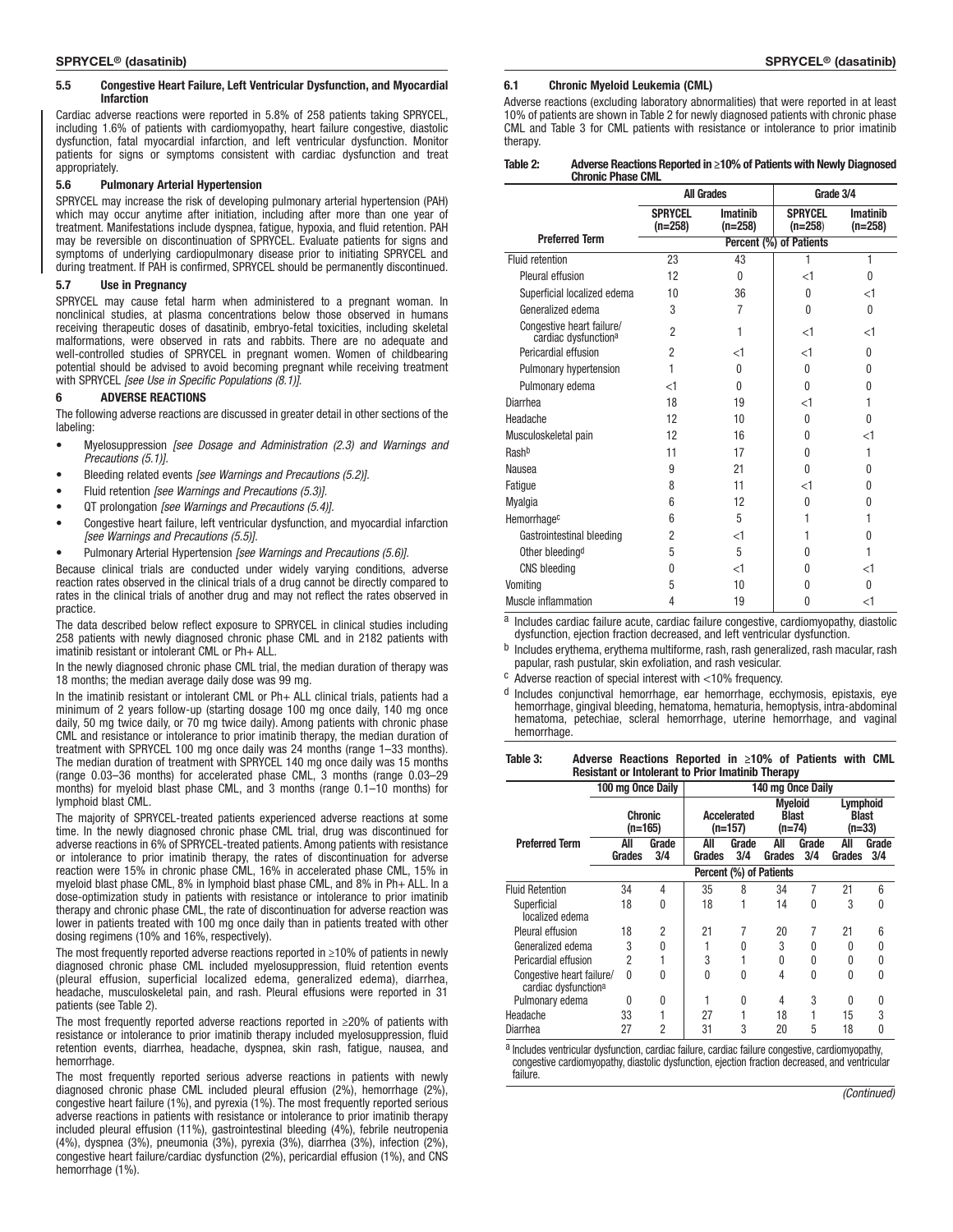### 5.5 Congestive Heart Failure, Left Ventricular Dysfunction, and Myocardial Infarction

Cardiac adverse reactions were reported in 5.8% of 258 patients taking SPRYCEL, including 1.6% of patients with cardiomyopathy, heart failure congestive, diastolic dysfunction, fatal myocardial infarction, and left ventricular dysfunction. Monitor patients for signs or symptoms consistent with cardiac dysfunction and treat appropriately.

### 5.6 Pulmonary Arterial Hypertension

SPRYCEL may increase the risk of developing pulmonary arterial hypertension (PAH) which may occur anytime after initiation, including after more than one year of treatment. Manifestations include dyspnea, fatigue, hypoxia, and fluid retention. PAH may be reversible on discontinuation of SPRYCEL. Evaluate patients for signs and symptoms of underlying cardiopulmonary disease prior to initiating SPRYCEL and during treatment. If PAH is confirmed, SPRYCEL should be permanently discontinued.

### 5.7 Use in Pregnancy

SPRYCEL may cause fetal harm when administered to a pregnant woman. In nonclinical studies, at plasma concentrations below those observed in humans receiving therapeutic doses of dasatinib, embryo-fetal toxicities, including skeletal malformations, were observed in rats and rabbits. There are no adequate and well-controlled studies of SPRYCEL in pregnant women. Women of childbearing potential should be advised to avoid becoming pregnant while receiving treatment with SPRYCEL *[see Use in Specific Populations (8.1)]*.

## 6 ADVERSE REACTIONS

The following adverse reactions are discussed in greater detail in other sections of the labeling:

- Myelosuppression *[see Dosage and Administration (2.3) and Warnings and Precautions (5.1)]*.
- Bleeding related events *[see Warnings and Precautions (5.2)]*.
- Fluid retention *[see Warnings and Precautions (5.3)]*.
- QT prolongation *[see Warnings and Precautions (5.4)]*.
- Congestive heart failure, left ventricular dysfunction, and myocardial infarction *[see Warnings and Precautions (5.5)]*.
- Pulmonary Arterial Hypertension *[see Warnings and Precautions (5.6)]*.

Because clinical trials are conducted under widely varying conditions, adverse reaction rates observed in the clinical trials of a drug cannot be directly compared to rates in the clinical trials of another drug and may not reflect the rates observed in practice.

The data described below reflect exposure to SPRYCEL in clinical studies including 258 patients with newly diagnosed chronic phase CML and in 2182 patients with imatinib resistant or intolerant CML or Ph+ ALL.

In the newly diagnosed chronic phase CML trial, the median duration of therapy was 18 months; the median average daily dose was 99 mg.

In the imatinib resistant or intolerant CML or Ph+ ALL clinical trials, patients had a minimum of 2 years follow-up (starting dosage 100 mg once daily, 140 mg once daily, 50 mg twice daily, or 70 mg twice daily). Among patients with chronic phase CML and resistance or intolerance to prior imatinib therapy, the median duration of treatment with SPRYCEL 100 mg once daily was 24 months (range 1–33 months). The median duration of treatment with SPRYCEL 140 mg once daily was 15 months (range 0.03–36 months) for accelerated phase CML, 3 months (range 0.03–29 months) for myeloid blast phase CML, and 3 months (range 0.1–10 months) for lymphoid blast CML.

The majority of SPRYCEL-treated patients experienced adverse reactions at some time. In the newly diagnosed chronic phase CML trial, drug was discontinued for adverse reactions in 6% of SPRYCEL-treated patients. Among patients with resistance or intolerance to prior imatinib therapy, the rates of discontinuation for adverse reaction were 15% in chronic phase CML, 16% in accelerated phase CML, 15% in myeloid blast phase CML, 8% in lymphoid blast phase CML, and 8% in Ph+ ALL. In a dose-optimization study in patients with resistance or intolerance to prior imatinib therapy and chronic phase CML, the rate of discontinuation for adverse reaction was lower in patients treated with 100 mg once daily than in patients treated with other dosing regimens (10% and 16%, respectively).

The most frequently reported adverse reactions reported in ≥10% of patients in newly diagnosed chronic phase CML included myelosuppression, fluid retention events (pleural effusion, superficial localized edema, generalized edema), diarrhea, headache, musculoskeletal pain, and rash. Pleural effusions were reported in 31 patients (see Table 2).

The most frequently reported adverse reactions reported in ≥20% of patients with resistance or intolerance to prior imatinib therapy included myelosuppression, fluid retention events, diarrhea, headache, dyspnea, skin rash, fatigue, nausea, and hemorrhage.

The most frequently reported serious adverse reactions in patients with newly diagnosed chronic phase CML included pleural effusion (2%), hemorrhage (2%), congestive heart failure (1%), and pyrexia (1%). The most frequently reported serious adverse reactions in patients with resistance or intolerance to prior imatinib therapy included pleural effusion (11%), gastrointestinal bleeding (4%), febrile neutropenia (4%), dyspnea (3%), pneumonia (3%), pyrexia (3%), diarrhea (3%), infection (2%), congestive heart failure/cardiac dysfunction (2%), pericardial effusion (1%), and CNS hemorrhage (1%).

### 6.1 Chronic Myeloid Leukemia (CML)

Adverse reactions (excluding laboratory abnormalities) that were reported in at least 10% of patients are shown in Table 2 for newly diagnosed patients with chronic phase CML and Table 3 for CML patients with resistance or intolerance to prior imatinib therapy.

**Table 2: Adverse Reactions Reported in ≥10% of Patients with Newly Diagnosed Chronic Phase CML**

| | All Grades | | Grade 3/4 | |
|---|---|---|---|---|
| | SPRYCEL (n=258) | Imatinib (n=258) | SPRYCEL (n=258) | Imatinib (n=258) |
| Preferred Term | Percent (%) of Patients | | | |
| Fluid retention | 23 | 43 | 1 | 1 |
| Pleural effusion | 12 | 0 | <1 | 0 |
| Superficial localized edema | 10 | 36 | 0 | <1 |
| Generalized edema | 3 | 7 | 0 | 0 |
| Congestive heart failure/ cardiac dysfunction[a] | 2 | 1 | <1 | <1 |
| Pericardial effusion | 2 | <1 | <1 | 0 |
| Pulmonary hypertension | 1 | 0 | 0 | 0 |
| Pulmonary edema | <1 | 0 | 0 | 0 |
| Diarrhea | 18 | 19 | <1 | 1 |
| Headache | 12 | 10 | 0 | 0 |
| Musculoskeletal pain | 12 | 16 | 0 | <1 |
| Rash[b] | 11 | 17 | 0 | 1 |
| Nausea | 9 | 21 | 0 | 0 |
| Fatigue | 8 | 11 | <1 | 0 |
| Myalgia | 6 | 12 | 0 | 0 |
| Hemorrhage[c] | 6 | 5 | 1 | 1 |
| Gastrointestinal bleeding | 2 | <1 | 1 | 0 |
| Other bleeding[d] | 5 | 5 | 0 | 1 |
| CNS bleeding | 0 | <1 | 0 | <1 |
| Vomiting | 5 | 10 | 0 | 0 |
| Muscle inflammation | 4 | 19 | 0 | <1 |

[a] Includes cardiac failure acute, cardiac failure congestive, cardiomyopathy, diastolic dysfunction, ejection fraction decreased, and left ventricular dysfunction.

[b] Includes erythema, erythema multiforme, rash, rash generalized, rash macular, rash papular, rash pustular, skin exfoliation, and rash vesicular.

[c] Adverse reaction of special interest with <10% frequency.

[d] Includes conjunctival hemorrhage, ear hemorrhage, ecchymosis, epistaxis, eye hemorrhage, gingival bleeding, hematoma, hematuria, hemoptysis, intra-abdominal hematoma, petechiae, scleral hemorrhage, uterine hemorrhage, and vaginal hemorrhage.

**Table 3: Adverse Reactions Reported in ≥10% of Patients with CML Resistant or Intolerant to Prior Imatinib Therapy**

| | 100 mg Once Daily | | 140 mg Once Daily | | | | | |
|---|---|---|---|---|---|---|---|---|
| | Chronic (n=165) | | Accelerated (n=157) | | Myeloid Blast (n=74) | | Lymphoid Blast (n=33) | |
| Preferred Term | All Grades | Grade 3/4 | All Grades | Grade 3/4 | All Grades | Grade 3/4 | All Grades | Grade 3/4 |
| | Percent (%) of Patients | | | | | | | |
| Fluid Retention | 34 | 4 | 35 | 8 | 34 | 7 | 21 | 6 |
| Superficial localized edema | 18 | 0 | 18 | 1 | 14 | 0 | 3 | 0 |
| Pleural effusion | 18 | 2 | 21 | 7 | 20 | 7 | 21 | 6 |
| Generalized edema | 3 | 0 | 1 | 0 | 3 | 0 | 0 | 0 |
| Pericardial effusion | 2 | 1 | 3 | 1 | 0 | 0 | 0 | 0 |
| Congestive heart failure/ cardiac dysfunction[a] | 0 | 0 | 0 | 0 | 4 | 0 | 0 | 0 |
| Pulmonary edema | 0 | 0 | 1 | 0 | 4 | 3 | 0 | 0 |
| Headache | 33 | 1 | 27 | 1 | 18 | 1 | 15 | 3 |
| Diarrhea | 27 | 2 | 31 | 3 | 20 | 5 | 18 | 0 |

[a] Includes ventricular dysfunction, cardiac failure, cardiac failure congestive, cardiomyopathy, congestive cardiomyopathy, diastolic dysfunction, ejection fraction decreased, and ventricular failure.

*(Continued)*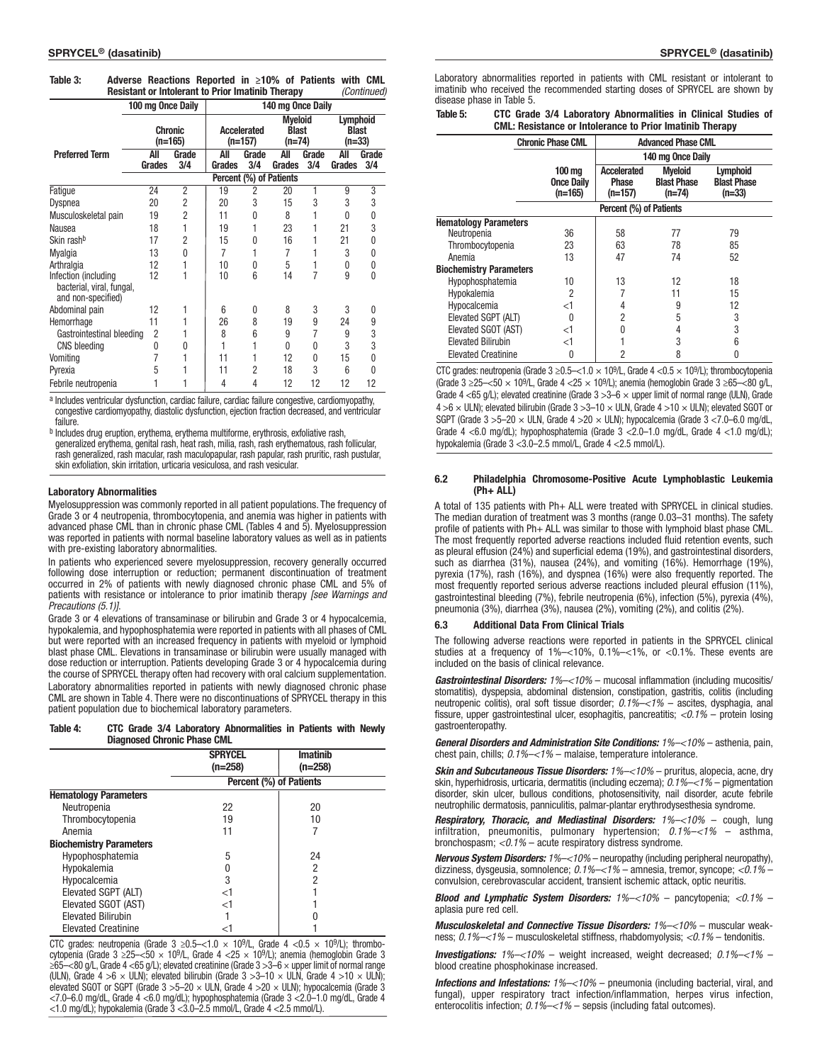**Table 3: Adverse Reactions Reported in ≥10% of Patients with CML Resistant or Intolerant to Prior Imatinib Therapy** *(Continued)*

| | 100 mg Once Daily | | 140 mg Once Daily | | | | | |
|---|---|---|---|---|---|---|---|---|
| | Chronic (n=165) | | Accelerated (n=157) | | Myeloid Blast (n=74) | | Lymphoid Blast (n=33) | |
| **Preferred Term** | All Grades | Grade 3/4 | All Grades | Grade 3/4 | All Grades | Grade 3/4 | All Grades | Grade 3/4 |
| | Percent (%) of Patients | | | | | | | |
| Fatigue | 24 | 2 | 19 | 2 | 20 | 1 | 9 | 3 |
| Dyspnea | 20 | 2 | 20 | 3 | 15 | 3 | 3 | 3 |
| Musculoskeletal pain | 19 | 2 | 11 | 0 | 8 | 1 | 0 | 0 |
| Nausea | 18 | 1 | 19 | 1 | 23 | 1 | 21 | 3 |
| Skin rash[b] | 17 | 2 | 15 | 0 | 16 | 1 | 21 | 0 |
| Myalgia | 13 | 0 | 7 | 1 | 7 | 1 | 3 | 0 |
| Arthralgia | 12 | 1 | 10 | 0 | 5 | 1 | 0 | 0 |
| Infection (including bacterial, viral, fungal, and non-specified) | 12 | 1 | 10 | 6 | 14 | 7 | 9 | 0 |
| Abdominal pain | 12 | 1 | 6 | 0 | 8 | 3 | 3 | 0 |
| Hemorrhage | 11 | 1 | 26 | 8 | 19 | 9 | 24 | 9 |
| Gastrointestinal bleeding | 2 | 1 | 8 | 6 | 9 | 7 | 9 | 3 |
| CNS bleeding | 0 | 0 | 1 | 1 | 0 | 0 | 3 | 3 |
| Vomiting | 7 | 1 | 11 | 1 | 12 | 0 | 15 | 0 |
| Pyrexia | 5 | 1 | 11 | 2 | 18 | 3 | 6 | 0 |
| Febrile neutropenia | 1 | 1 | 4 | 4 | 12 | 12 | 12 | 12 |

[a] Includes ventricular dysfunction, cardiac failure, cardiac failure congestive, cardiomyopathy, congestive cardiomyopathy, diastolic dysfunction, ejection fraction decreased, and ventricular failure.

[b] Includes drug eruption, erythema, erythema multiforme, erythrosis, exfoliative rash, generalized erythema, genital rash, heat rash, milia, rash, rash erythematous, rash follicular, rash generalized, rash macular, rash maculopapular, rash papular, rash pruritic, rash pustular, skin exfoliation, skin irritation, urticaria vesiculosa, and rash vesicular.

**Laboratory Abnormalities**

Myelosuppression was commonly reported in all patient populations. The frequency of Grade 3 or 4 neutropenia, thrombocytopenia, and anemia was higher in patients with advanced phase CML than in chronic phase CML (Tables 4 and 5). Myelosuppression was reported in patients with normal baseline laboratory values as well as in patients with pre-existing laboratory abnormalities.

In patients who experienced severe myelosuppression, recovery generally occurred following dose interruption or reduction; permanent discontinuation of treatment occurred in 2% of patients with newly diagnosed chronic phase CML and 5% of patients with resistance or intolerance to prior imatinib therapy *[see Warnings and Precautions (5.1)]*.

Grade 3 or 4 elevations of transaminase or bilirubin and Grade 3 or 4 hypocalcemia, hypokalemia, and hypophosphatemia were reported in patients with all phases of CML but were reported with an increased frequency in patients with myeloid or lymphoid blast phase CML. Elevations in transaminase or bilirubin were usually managed with dose reduction or interruption. Patients developing Grade 3 or 4 hypocalcemia during the course of SPRYCEL therapy often had recovery with oral calcium supplementation.

Laboratory abnormalities reported in patients with newly diagnosed chronic phase CML are shown in Table 4. There were no discontinuations of SPRYCEL therapy in this patient population due to biochemical laboratory parameters.

**Table 4: CTC Grade 3/4 Laboratory Abnormalities in Patients with Newly Diagnosed Chronic Phase CML**

| | SPRYCEL (n=258) | Imatinib (n=258) |
|---|---|---|
| | Percent (%) of Patients | |
| **Hematology Parameters** | | |
| Neutropenia | 22 | 20 |
| Thrombocytopenia | 19 | 10 |
| Anemia | 11 | 7 |
| **Biochemistry Parameters** | | |
| Hypophosphatemia | 5 | 24 |
| Hypokalemia | 0 | 2 |
| Hypocalcemia | 3 | 2 |
| Elevated SGPT (ALT) | <1 | 1 |
| Elevated SGOT (AST) | <1 | 1 |
| Elevated Bilirubin | 1 | 0 |
| Elevated Creatinine | <1 | 1 |

CTC grades: neutropenia (Grade 3 ≥0.5–<1.0 × $10^9$/L, Grade 4 <0.5 × $10^9$/L); thrombocytopenia (Grade 3 ≥25–<50 × $10^9$/L, Grade 4 <25 × $10^9$/L); anemia (hemoglobin Grade 3 ≥65–<80 g/L, Grade 4 <65 g/L); elevated creatinine (Grade 3 >3–6 × upper limit of normal range (ULN), Grade 4 >6 × ULN); elevated bilirubin (Grade 3 >3–10 × ULN, Grade 4 >10 × ULN); elevated SGOT or SGPT (Grade 3 >5–20 × ULN, Grade 4 >20 × ULN); hypocalcemia (Grade 3 <7.0–6.0 mg/dL, Grade 4 <6.0 mg/dL); hypophosphatemia (Grade 3 <2.0–1.0 mg/dL, Grade 4 <1.0 mg/dL); hypokalemia (Grade 3 <3.0–2.5 mmol/L, Grade 4 <2.5 mmol/L).

Laboratory abnormalities reported in patients with CML resistant or intolerant to imatinib who received the recommended starting doses of SPRYCEL are shown by disease phase in Table 5.

**Table 5: CTC Grade 3/4 Laboratory Abnormalities in Clinical Studies of CML: Resistance or Intolerance to Prior Imatinib Therapy**

| | Chronic Phase CML | Advanced Phase CML | | |
|---|---|---|---|---|
| | | 140 mg Once Daily | | |
| | 100 mg Once Daily (n=165) | Accelerated Phase (n=157) | Myeloid Blast Phase (n=74) | Lymphoid Blast Phase (n=33) |
| | Percent (%) of Patients | | | |
| **Hematology Parameters** | | | | |
| Neutropenia | 36 | 58 | 77 | 79 |
| Thrombocytopenia | 23 | 63 | 78 | 85 |
| Anemia | 13 | 47 | 74 | 52 |
| **Biochemistry Parameters** | | | | |
| Hypophosphatemia | 10 | 13 | 12 | 18 |
| Hypokalemia | 2 | 7 | 11 | 15 |
| Hypocalcemia | <1 | 4 | 9 | 12 |
| Elevated SGPT (ALT) | 0 | 2 | 5 | 3 |
| Elevated SGOT (AST) | <1 | 0 | 4 | 3 |
| Elevated Bilirubin | <1 | 1 | 3 | 6 |
| Elevated Creatinine | 0 | 2 | 8 | 0 |

CTC grades: neutropenia (Grade 3 ≥0.5–<1.0 × $10^9$/L, Grade 4 <0.5 × $10^9$/L); thrombocytopenia (Grade 3 ≥25–<50 × $10^9$/L, Grade 4 <25 × $10^9$/L); anemia (hemoglobin Grade 3 ≥65–<80 g/L, Grade 4 <65 g/L); elevated creatinine (Grade 3 >3–6 × upper limit of normal range (ULN), Grade 4 >6 × ULN); elevated bilirubin (Grade 3 >3–10 × ULN, Grade 4 >10 × ULN); elevated SGOT or SGPT (Grade 3 >5–20 × ULN, Grade 4 >20 × ULN); hypocalcemia (Grade 3 <7.0–6.0 mg/dL, Grade 4 <6.0 mg/dL); hypophosphatemia (Grade 3 <2.0–1.0 mg/dL, Grade 4 <1.0 mg/dL); hypokalemia (Grade 3 <3.0–2.5 mmol/L, Grade 4 <2.5 mmol/L).

### 6.2 Philadelphia Chromosome-Positive Acute Lymphoblastic Leukemia (Ph+ ALL)

A total of 135 patients with Ph+ ALL were treated with SPRYCEL in clinical studies. The median duration of treatment was 3 months (range 0.03–31 months). The safety profile of patients with Ph+ ALL was similar to those with lymphoid blast phase CML. The most frequently reported adverse reactions included fluid retention events, such as pleural effusion (24%) and superficial edema (19%), and gastrointestinal disorders, such as diarrhea (31%), nausea (24%), and vomiting (16%). Hemorrhage (19%), pyrexia (17%), rash (16%), and dyspnea (16%) were also frequently reported. The most frequently reported serious adverse reactions included pleural effusion (11%), gastrointestinal bleeding (7%), febrile neutropenia (6%), infection (5%), pyrexia (4%), pneumonia (3%), diarrhea (3%), nausea (2%), vomiting (2%), and colitis (2%).

### 6.3 Additional Data From Clinical Trials

The following adverse reactions were reported in patients in the SPRYCEL clinical studies at a frequency of 1%–<10%, 0.1%–<1%, or <0.1%. These events are included on the basis of clinical relevance.

***Gastrointestinal Disorders:*** *1%–<10%* – mucosal inflammation (including mucositis/stomatitis), dyspepsia, abdominal distension, constipation, gastritis, colitis (including neutropenic colitis), oral soft tissue disorder; *0.1%–<1%* – ascites, dysphagia, anal fissure, upper gastrointestinal ulcer, esophagitis, pancreatitis; *<0.1%* – protein losing gastroenteropathy.

***General Disorders and Administration Site Conditions:*** *1%–<10%* – asthenia, pain, chest pain, chills; *0.1%–<1%* – malaise, temperature intolerance.

***Skin and Subcutaneous Tissue Disorders:*** *1%–<10%* – pruritus, alopecia, acne, dry skin, hyperhidrosis, urticaria, dermatitis (including eczema); *0.1%–<1%* – pigmentation disorder, skin ulcer, bullous conditions, photosensitivity, nail disorder, acute febrile neutrophilic dermatosis, panniculitis, palmar-plantar erythrodysesthesia syndrome.

***Respiratory, Thoracic, and Mediastinal Disorders:*** *1%–<10%* – cough, lung infiltration, pneumonitis, pulmonary hypertension; *0.1%–<1%* – asthma, bronchospasm; *<0.1%* – acute respiratory distress syndrome.

***Nervous System Disorders:*** *1%–<10%* – neuropathy (including peripheral neuropathy), dizziness, dysgeusia, somnolence; *0.1%–<1%* – amnesia, tremor, syncope; *<0.1%* – convulsion, cerebrovascular accident, transient ischemic attack, optic neuritis.

***Blood and Lymphatic System Disorders:*** *1%–<10%* – pancytopenia; *<0.1%* – aplasia pure red cell.

***Musculoskeletal and Connective Tissue Disorders:*** *1%–<10%* – muscular weakness; *0.1%–<1%* – musculoskeletal stiffness, rhabdomyolysis; *<0.1%* – tendonitis.

***Investigations:*** *1%–<10%* – weight increased, weight decreased; *0.1%–<1%* – blood creatine phosphokinase increased.

***Infections and Infestations:*** *1%–<10%* – pneumonia (including bacterial, viral, and fungal), upper respiratory tract infection/inflammation, herpes virus infection, enterocolitis infection; *0.1%–<1%* – sepsis (including fatal outcomes).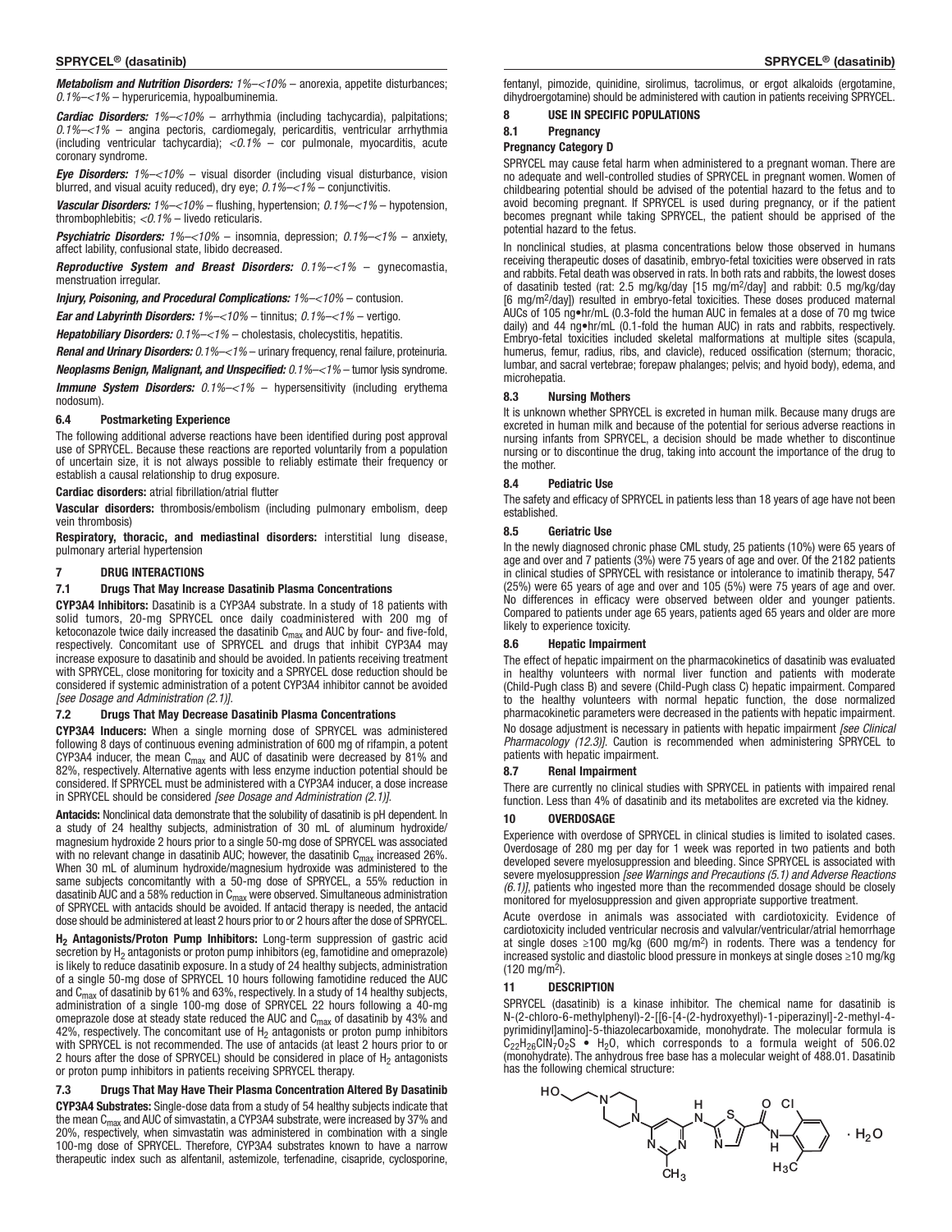***Metabolism and Nutrition Disorders:*** *1%–<10%* – anorexia, appetite disturbances; *0.1%–<1%* – hyperuricemia, hypoalbuminemia.

***Cardiac Disorders:*** *1%–<10%* – arrhythmia (including tachycardia), palpitations; *0.1%–<1%* – angina pectoris, cardiomegaly, pericarditis, ventricular arrhythmia (including ventricular tachycardia); *<0.1%* – cor pulmonale, myocarditis, acute coronary syndrome.

***Eye Disorders:*** *1%–<10%* – visual disorder (including visual disturbance, vision blurred, and visual acuity reduced), dry eye; *0.1%–<1%* – conjunctivitis.

***Vascular Disorders:*** *1%–<10%* – flushing, hypertension; *0.1%–<1%* – hypotension, thrombophlebitis; *<0.1%* – livedo reticularis.

***Psychiatric Disorders:*** *1%–<10%* – insomnia, depression; *0.1%–<1%* – anxiety, affect lability, confusional state, libido decreased.

***Reproductive System and Breast Disorders:*** *0.1%–<1%* – gynecomastia, menstruation irregular.

***Injury, Poisoning, and Procedural Complications:*** *1%–<10%* – contusion.

***Ear and Labyrinth Disorders:*** *1%–<10%* – tinnitus; *0.1%–<1%* – vertigo.

***Hepatobiliary Disorders:*** *0.1%–<1%* – cholestasis, cholecystitis, hepatitis.

***Renal and Urinary Disorders:*** *0.1%–<1%* – urinary frequency, renal failure, proteinuria.

***Neoplasms Benign, Malignant, and Unspecified:*** *0.1%–<1%* – tumor lysis syndrome.

***Immune System Disorders:*** *0.1%–<1%* – hypersensitivity (including erythema nodosum).

### 6.4 Postmarketing Experience

The following additional adverse reactions have been identified during post approval use of SPRYCEL. Because these reactions are reported voluntarily from a population of uncertain size, it is not always possible to reliably estimate their frequency or establish a causal relationship to drug exposure.

**Cardiac disorders:** atrial fibrillation/atrial flutter

**Vascular disorders:** thrombosis/embolism (including pulmonary embolism, deep vein thrombosis)

**Respiratory, thoracic, and mediastinal disorders:** interstitial lung disease, pulmonary arterial hypertension

## 7 DRUG INTERACTIONS

### 7.1 Drugs That May Increase Dasatinib Plasma Concentrations

**CYP3A4 Inhibitors:** Dasatinib is a CYP3A4 substrate. In a study of 18 patients with solid tumors, 20-mg SPRYCEL once daily coadministered with 200 mg of ketoconazole twice daily increased the dasatinib $C_{max}$ and AUC by four- and five-fold, respectively. Concomitant use of SPRYCEL and drugs that inhibit CYP3A4 may increase exposure to dasatinib and should be avoided. In patients receiving treatment with SPRYCEL, close monitoring for toxicity and a SPRYCEL dose reduction should be considered if systemic administration of a potent CYP3A4 inhibitor cannot be avoided *[see Dosage and Administration (2.1)]*.

### 7.2 Drugs That May Decrease Dasatinib Plasma Concentrations

**CYP3A4 Inducers:** When a single morning dose of SPRYCEL was administered following 8 days of continuous evening administration of 600 mg of rifampin, a potent CYP3A4 inducer, the mean $C_{max}$ and AUC of dasatinib were decreased by 81% and 82%, respectively. Alternative agents with less enzyme induction potential should be considered. If SPRYCEL must be administered with a CYP3A4 inducer, a dose increase in SPRYCEL should be considered *[see Dosage and Administration (2.1)]*.

**Antacids:** Nonclinical data demonstrate that the solubility of dasatinib is pH dependent. In a study of 24 healthy subjects, administration of 30 mL of aluminum hydroxide/magnesium hydroxide 2 hours prior to a single 50-mg dose of SPRYCEL was associated with no relevant change in dasatinib AUC; however, the dasatinib $C_{max}$ increased 26%. When 30 mL of aluminum hydroxide/magnesium hydroxide was administered to the same subjects concomitantly with a 50-mg dose of SPRYCEL, a 55% reduction in dasatinib AUC and a 58% reduction in $C_{max}$ were observed. Simultaneous administration of SPRYCEL with antacids should be avoided. If antacid therapy is needed, the antacid dose should be administered at least 2 hours prior to or 2 hours after the dose of SPRYCEL.

**$H_2$ Antagonists/Proton Pump Inhibitors:** Long-term suppression of gastric acid secretion by $H_2$ antagonists or proton pump inhibitors (eg, famotidine and omeprazole) is likely to reduce dasatinib exposure. In a study of 24 healthy subjects, administration of a single 50-mg dose of SPRYCEL 10 hours following famotidine reduced the AUC and $C_{max}$ of dasatinib by 61% and 63%, respectively. In a study of 14 healthy subjects, administration of a single 100-mg dose of SPRYCEL 22 hours following a 40-mg omeprazole dose at steady state reduced the AUC and $C_{max}$ of dasatinib by 43% and 42%, respectively. The concomitant use of $H_2$ antagonists or proton pump inhibitors with SPRYCEL is not recommended. The use of antacids (at least 2 hours prior to or 2 hours after the dose of SPRYCEL) should be considered in place of $H_2$ antagonists or proton pump inhibitors in patients receiving SPRYCEL therapy.

### 7.3 Drugs That May Have Their Plasma Concentration Altered By Dasatinib

**CYP3A4 Substrates:** Single-dose data from a study of 54 healthy subjects indicate that the mean $C_{max}$ and AUC of simvastatin, a CYP3A4 substrate, were increased by 37% and 20%, respectively, when simvastatin was administered in combination with a single 100-mg dose of SPRYCEL. Therefore, CYP3A4 substrates known to have a narrow therapeutic index such as alfentanil, astemizole, terfenadine, cisapride, cyclosporine, fentanyl, pimozide, quinidine, sirolimus, tacrolimus, or ergot alkaloids (ergotamine, dihydroergotamine) should be administered with caution in patients receiving SPRYCEL.

## 8 USE IN SPECIFIC POPULATIONS

### 8.1 Pregnancy

**Pregnancy Category D**

SPRYCEL may cause fetal harm when administered to a pregnant woman. There are no adequate and well-controlled studies of SPRYCEL in pregnant women. Women of childbearing potential should be advised of the potential hazard to the fetus and to avoid becoming pregnant. If SPRYCEL is used during pregnancy, or if the patient becomes pregnant while taking SPRYCEL, the patient should be apprised of the potential hazard to the fetus.

In nonclinical studies, at plasma concentrations below those observed in humans receiving therapeutic doses of dasatinib, embryo-fetal toxicities were observed in rats and rabbits. Fetal death was observed in rats. In both rats and rabbits, the lowest doses of dasatinib tested (rat: 2.5 mg/kg/day [15 mg/m$^2$/day] and rabbit: 0.5 mg/kg/day [6 mg/m$^2$/day]) resulted in embryo-fetal toxicities. These doses produced maternal AUCs of 105 ng•hr/mL (0.3-fold the human AUC in females at a dose of 70 mg twice daily) and 44 ng•hr/mL (0.1-fold the human AUC) in rats and rabbits, respectively. Embryo-fetal toxicities included skeletal malformations at multiple sites (scapula, humerus, femur, radius, ribs, and clavicle), reduced ossification (sternum; thoracic, lumbar, and sacral vertebrae; forepaw phalanges; pelvis; and hyoid body), edema, and microhepatia.

### 8.3 Nursing Mothers

It is unknown whether SPRYCEL is excreted in human milk. Because many drugs are excreted in human milk and because of the potential for serious adverse reactions in nursing infants from SPRYCEL, a decision should be made whether to discontinue nursing or to discontinue the drug, taking into account the importance of the drug to the mother.

### 8.4 Pediatric Use

The safety and efficacy of SPRYCEL in patients less than 18 years of age have not been established.

### 8.5 Geriatric Use

In the newly diagnosed chronic phase CML study, 25 patients (10%) were 65 years of age and over and 7 patients (3%) were 75 years of age and over. Of the 2182 patients in clinical studies of SPRYCEL with resistance or intolerance to imatinib therapy, 547 (25%) were 65 years of age and over and 105 (5%) were 75 years of age and over. No differences in efficacy were observed between older and younger patients. Compared to patients under age 65 years, patients aged 65 years and older are more likely to experience toxicity.

### 8.6 Hepatic Impairment

The effect of hepatic impairment on the pharmacokinetics of dasatinib was evaluated in healthy volunteers with normal liver function and patients with moderate (Child-Pugh class B) and severe (Child-Pugh class C) hepatic impairment. Compared to the healthy volunteers with normal hepatic function, the dose normalized pharmacokinetic parameters were decreased in the patients with hepatic impairment.

No dosage adjustment is necessary in patients with hepatic impairment *[see Clinical Pharmacology (12.3)]*. Caution is recommended when administering SPRYCEL to patients with hepatic impairment.

### 8.7 Renal Impairment

There are currently no clinical studies with SPRYCEL in patients with impaired renal function. Less than 4% of dasatinib and its metabolites are excreted via the kidney.

## 10 OVERDOSAGE

Experience with overdose of SPRYCEL in clinical studies is limited to isolated cases. Overdosage of 280 mg per day for 1 week was reported in two patients and both developed severe myelosuppression and bleeding. Since SPRYCEL is associated with severe myelosuppression *[see Warnings and Precautions (5.1) and Adverse Reactions (6.1)]*, patients who ingested more than the recommended dosage should be closely monitored for myelosuppression and given appropriate supportive treatment.

Acute overdose in animals was associated with cardiotoxicity. Evidence of cardiotoxicity included ventricular necrosis and valvular/ventricular/atrial hemorrhage at single doses ≥100 mg/kg (600 mg/m$^2$) in rodents. There was a tendency for increased systolic and diastolic blood pressure in monkeys at single doses ≥10 mg/kg (120 mg/m$^2$).

## 11 DESCRIPTION

SPRYCEL (dasatinib) is a kinase inhibitor. The chemical name for dasatinib is N-(2-chloro-6-methylphenyl)-2-[[6-[4-(2-hydroxyethyl)-1-piperazinyl]-2-methyl-4-pyrimidinyl]amino]-5-thiazolecarboxamide, monohydrate. The molecular formula is $C_{22}H_{26}ClN_7O_2S \bullet H_2O$, which corresponds to a formula weight of 506.02 (monohydrate). The anhydrous free base has a molecular weight of 488.01. Dasatinib has the following chemical structure: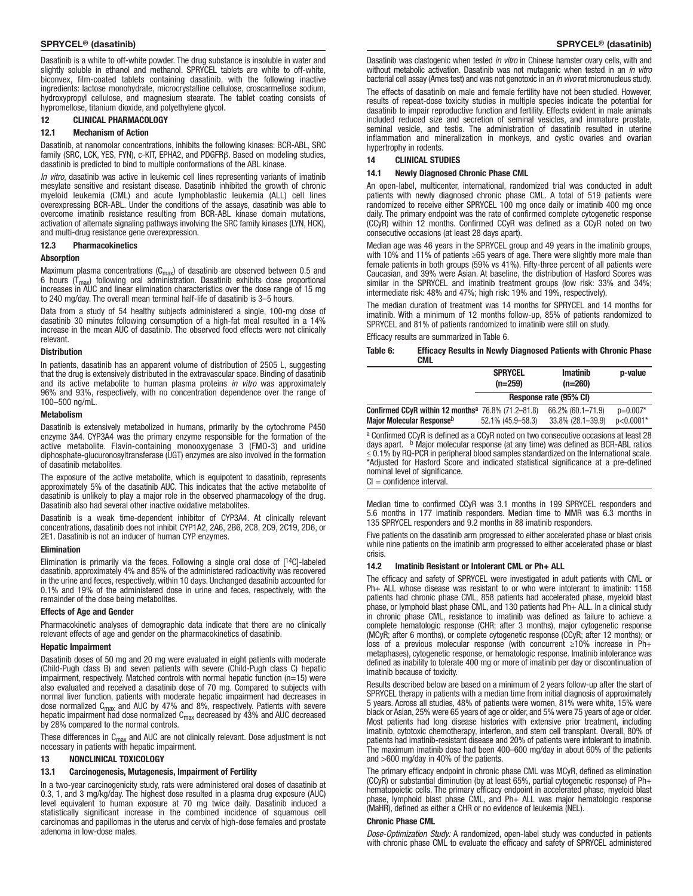Dasatinib is a white to off-white powder. The drug substance is insoluble in water and slightly soluble in ethanol and methanol. SPRYCEL tablets are white to off-white, biconvex, film-coated tablets containing dasatinib, with the following inactive ingredients: lactose monohydrate, microcrystalline cellulose, croscarmellose sodium, hydroxypropyl cellulose, and magnesium stearate. The tablet coating consists of hypromellose, titanium dioxide, and polyethylene glycol.

## 12 CLINICAL PHARMACOLOGY

### 12.1 Mechanism of Action

Dasatinib, at nanomolar concentrations, inhibits the following kinases: BCR-ABL, SRC family (SRC, LCK, YES, FYN), c-KIT, EPHA2, and PDGFRβ. Based on modeling studies, dasatinib is predicted to bind to multiple conformations of the ABL kinase.

*In vitro*, dasatinib was active in leukemic cell lines representing variants of imatinib mesylate sensitive and resistant disease. Dasatinib inhibited the growth of chronic myeloid leukemia (CML) and acute lymphoblastic leukemia (ALL) cell lines overexpressing BCR-ABL. Under the conditions of the assays, dasatinib was able to overcome imatinib resistance resulting from BCR-ABL kinase domain mutations, activation of alternate signaling pathways involving the SRC family kinases (LYN, HCK), and multi-drug resistance gene overexpression.

### 12.3 Pharmacokinetics

**Absorption**

Maximum plasma concentrations ($C_{max}$) of dasatinib are observed between 0.5 and 6 hours ($T_{max}$) following oral administration. Dasatinib exhibits dose proportional increases in AUC and linear elimination characteristics over the dose range of 15 mg to 240 mg/day. The overall mean terminal half-life of dasatinib is 3–5 hours.

Data from a study of 54 healthy subjects administered a single, 100-mg dose of dasatinib 30 minutes following consumption of a high-fat meal resulted in a 14% increase in the mean AUC of dasatinib. The observed food effects were not clinically relevant.

**Distribution**

In patients, dasatinib has an apparent volume of distribution of 2505 L, suggesting that the drug is extensively distributed in the extravascular space. Binding of dasatinib and its active metabolite to human plasma proteins *in vitro* was approximately 96% and 93%, respectively, with no concentration dependence over the range of 100–500 ng/mL.

**Metabolism**

Dasatinib is extensively metabolized in humans, primarily by the cytochrome P450 enzyme 3A4. CYP3A4 was the primary enzyme responsible for the formation of the active metabolite. Flavin-containing monooxygenase 3 (FMO-3) and uridine diphosphate-glucuronosyltransferase (UGT) enzymes are also involved in the formation of dasatinib metabolites.

The exposure of the active metabolite, which is equipotent to dasatinib, represents approximately 5% of the dasatinib AUC. This indicates that the active metabolite of dasatinib is unlikely to play a major role in the observed pharmacology of the drug. Dasatinib also had several other inactive oxidative metabolites.

Dasatinib is a weak time-dependent inhibitor of CYP3A4. At clinically relevant concentrations, dasatinib does not inhibit CYP1A2, 2A6, 2B6, 2C8, 2C9, 2C19, 2D6, or 2E1. Dasatinib is not an inducer of human CYP enzymes.

**Elimination**

Elimination is primarily via the feces. Following a single oral dose of [$^{14}$C]-labeled dasatinib, approximately 4% and 85% of the administered radioactivity was recovered in the urine and feces, respectively, within 10 days. Unchanged dasatinib accounted for 0.1% and 19% of the administered dose in urine and feces, respectively, with the remainder of the dose being metabolites.

**Effects of Age and Gender**

Pharmacokinetic analyses of demographic data indicate that there are no clinically relevant effects of age and gender on the pharmacokinetics of dasatinib.

**Hepatic Impairment**

Dasatinib doses of 50 mg and 20 mg were evaluated in eight patients with moderate (Child-Pugh class B) and seven patients with severe (Child-Pugh class C) hepatic impairment, respectively. Matched controls with normal hepatic function (n=15) were also evaluated and received a dasatinib dose of 70 mg. Compared to subjects with normal liver function, patients with moderate hepatic impairment had decreases in dose normalized $C_{max}$ and AUC by 47% and 8%, respectively. Patients with severe hepatic impairment had dose normalized $C_{max}$ decreased by 43% and AUC decreased by 28% compared to the normal controls.

These differences in $C_{max}$ and AUC are not clinically relevant. Dose adjustment is not necessary in patients with hepatic impairment.

## 13 NONCLINICAL TOXICOLOGY

### 13.1 Carcinogenesis, Mutagenesis, Impairment of Fertility

In a two-year carcinogenicity study, rats were administered oral doses of dasatinib at 0.3, 1, and 3 mg/kg/day. The highest dose resulted in a plasma drug exposure (AUC) level equivalent to human exposure at 70 mg twice daily. Dasatinib induced a statistically significant increase in the combined incidence of squamous cell carcinomas and papillomas in the uterus and cervix of high-dose females and prostate adenoma in low-dose males.

Dasatinib was clastogenic when tested *in vitro* in Chinese hamster ovary cells, with and without metabolic activation. Dasatinib was not mutagenic when tested in an *in vitro* bacterial cell assay (Ames test) and was not genotoxic in an *in vivo* rat micronucleus study.

The effects of dasatinib on male and female fertility have not been studied. However, results of repeat-dose toxicity studies in multiple species indicate the potential for dasatinib to impair reproductive function and fertility. Effects evident in male animals included reduced size and secretion of seminal vesicles, and immature prostate, seminal vesicle, and testis. The administration of dasatinib resulted in uterine inflammation and mineralization in monkeys, and cystic ovaries and ovarian hypertrophy in rodents.

## 14 CLINICAL STUDIES

### 14.1 Newly Diagnosed Chronic Phase CML

An open-label, multicenter, international, randomized trial was conducted in adult patients with newly diagnosed chronic phase CML. A total of 519 patients were randomized to receive either SPRYCEL 100 mg once daily or imatinib 400 mg once daily. The primary endpoint was the rate of confirmed complete cytogenetic response (CCyR) within 12 months. Confirmed CCyR was defined as a CCyR noted on two consecutive occasions (at least 28 days apart).

Median age was 46 years in the SPRYCEL group and 49 years in the imatinib groups, with 10% and 11% of patients ≥65 years of age. There were slightly more male than female patients in both groups (59% vs 41%). Fifty-three percent of all patients were Caucasian, and 39% were Asian. At baseline, the distribution of Hasford Scores was similar in the SPRYCEL and imatinib treatment groups (low risk: 33% and 34%; intermediate risk: 48% and 47%; high risk: 19% and 19%, respectively).

The median duration of treatment was 14 months for SPRYCEL and 14 months for imatinib. With a minimum of 12 months follow-up, 85% of patients randomized to SPRYCEL and 81% of patients randomized to imatinib were still on study.

Efficacy results are summarized in Table 6.

**Table 6: Efficacy Results in Newly Diagnosed Patients with Chronic Phase CML**

| | SPRYCEL (n=259) | Imatinib (n=260) | p-value |
|---|---|---|---|
| | Response rate (95% CI) | | |
| **Confirmed CCyR within 12 months[a]** | 76.8% (71.2–81.8) | 66.2% (60.1–71.9) | p=0.007* |
| **Major Molecular Response[b]** | 52.1% (45.9–58.3) | 33.8% (28.1–39.9) | p<0.0001* |

[a] Confirmed CCyR is defined as a CCyR noted on two consecutive occasions at least 28 days apart. [b] Major molecular response (at any time) was defined as BCR-ABL ratios ≤ 0.1% by RQ-PCR in peripheral blood samples standardized on the International scale.
*Adjusted for Hasford Score and indicated statistical significance at a pre-defined nominal level of significance.
CI = confidence interval.

Median time to confirmed CCyR was 3.1 months in 199 SPRYCEL responders and 5.6 months in 177 imatinib responders. Median time to MMR was 6.3 months in 135 SPRYCEL responders and 9.2 months in 88 imatinib responders.

Five patients on the dasatinib arm progressed to either accelerated phase or blast crisis while nine patients on the imatinib arm progressed to either accelerated phase or blast crisis.

### 14.2 Imatinib Resistant or Intolerant CML or Ph+ ALL

The efficacy and safety of SPRYCEL were investigated in adult patients with CML or Ph+ ALL whose disease was resistant to or who were intolerant to imatinib: 1158 patients had chronic phase CML, 858 patients had accelerated phase, myeloid blast phase, or lymphoid blast phase CML, and 130 patients had Ph+ ALL. In a clinical study in chronic phase CML, resistance to imatinib was defined as failure to achieve a complete hematologic response (CHR; after 3 months), major cytogenetic response (MCyR; after 6 months), or complete cytogenetic response (CCyR; after 12 months); or loss of a previous molecular response (with concurrent ≥10% increase in Ph+ metaphases), cytogenetic response, or hematologic response. Imatinib intolerance was defined as inability to tolerate 400 mg or more of imatinib per day or discontinuation of imatinib because of toxicity.

Results described below are based on a minimum of 2 years follow-up after the start of SPRYCEL therapy in patients with a median time from initial diagnosis of approximately 5 years. Across all studies, 48% of patients were women, 81% were white, 15% were black or Asian, 25% were 65 years of age or older, and 5% were 75 years of age or older. Most patients had long disease histories with extensive prior treatment, including imatinib, cytotoxic chemotherapy, interferon, and stem cell transplant. Overall, 80% of patients had imatinib-resistant disease and 20% of patients were intolerant to imatinib. The maximum imatinib dose had been 400–600 mg/day in about 60% of the patients and >600 mg/day in 40% of the patients.

The primary efficacy endpoint in chronic phase CML was MCyR, defined as elimination (CCyR) or substantial diminution (by at least 65%, partial cytogenetic response) of Ph+ hematopoietic cells. The primary efficacy endpoint in accelerated phase, myeloid blast phase, lymphoid blast phase CML, and Ph+ ALL was major hematologic response (MaHR), defined as either a CHR or no evidence of leukemia (NEL).

**Chronic Phase CML**

*Dose-Optimization Study:* A randomized, open-label study was conducted in patients with chronic phase CML to evaluate the efficacy and safety of SPRYCEL administered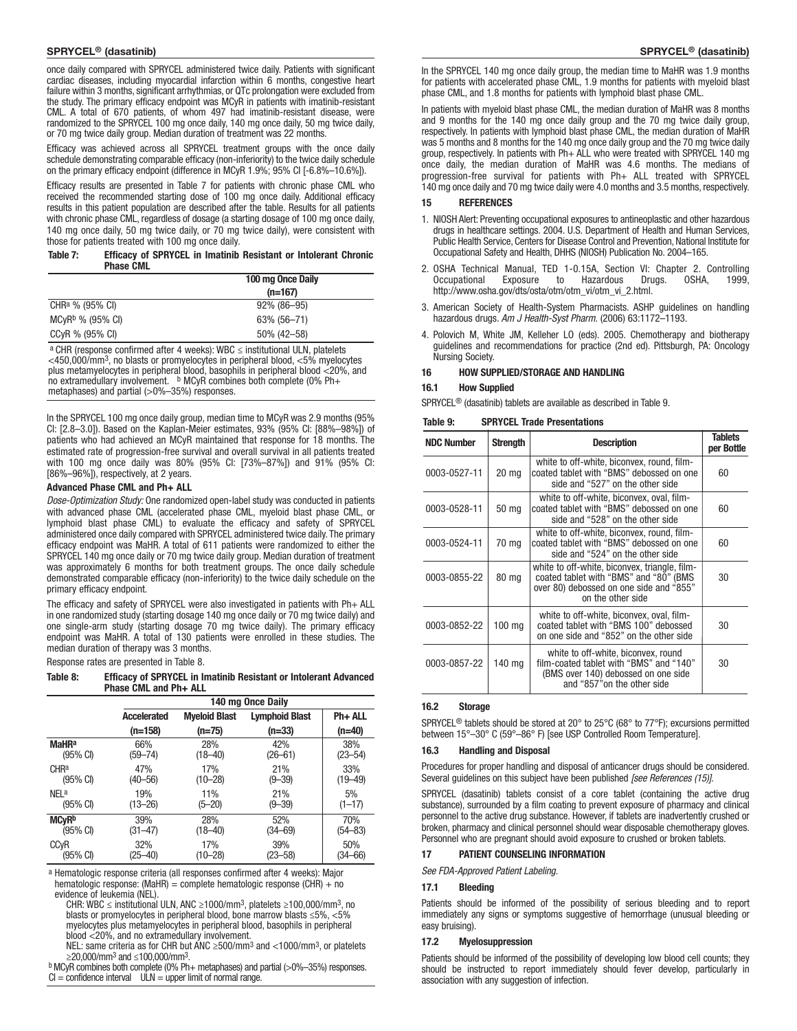once daily compared with SPRYCEL administered twice daily. Patients with significant cardiac diseases, including myocardial infarction within 6 months, congestive heart failure within 3 months, significant arrhythmias, or QTc prolongation were excluded from the study. The primary efficacy endpoint was MCyR in patients with imatinib-resistant CML. A total of 670 patients, of whom 497 had imatinib-resistant disease, were randomized to the SPRYCEL 100 mg once daily, 140 mg once daily, 50 mg twice daily, or 70 mg twice daily group. Median duration of treatment was 22 months.

Efficacy was achieved across all SPRYCEL treatment groups with the once daily schedule demonstrating comparable efficacy (non-inferiority) to the twice daily schedule on the primary efficacy endpoint (difference in MCyR 1.9%; 95% CI [-6.8%–10.6%]).

Efficacy results are presented in Table 7 for patients with chronic phase CML who received the recommended starting dose of 100 mg once daily. Additional efficacy results in this patient population are described after the table. Results for all patients with chronic phase CML, regardless of dosage (a starting dosage of 100 mg once daily, 140 mg once daily, 50 mg twice daily, or 70 mg twice daily), were consistent with those for patients treated with 100 mg once daily.

**Table 7: Efficacy of SPRYCEL in Imatinib Resistant or Intolerant Chronic Phase CML**

| | 100 mg Once Daily (n=167) |
|---|---|
| CHR[a] % (95% CI) | 92% (86–95) |
| MCyR[b] % (95% CI) | 63% (56–71) |
| CCyR % (95% CI) | 50% (42–58) |

[a] CHR (response confirmed after 4 weeks): WBC ≤ institutional ULN, platelets <450,000/mm³, no blasts or promyelocytes in peripheral blood, <5% myelocytes plus metamyelocytes in peripheral blood, basophils in peripheral blood <20%, and no extramedullary involvement. [b] MCyR combines both complete (0% Ph+ metaphases) and partial (>0%–35%) responses.

In the SPRYCEL 100 mg once daily group, median time to MCyR was 2.9 months (95% CI: [2.8–3.0]). Based on the Kaplan-Meier estimates, 93% (95% CI: [88%–98%]) of patients who had achieved an MCyR maintained that response for 18 months. The estimated rate of progression-free survival and overall survival in all patients treated with 100 mg once daily was 80% (95% CI: [73%–87%]) and 91% (95% CI: [86%–96%]), respectively, at 2 years.

**Advanced Phase CML and Ph+ ALL**

*Dose-Optimization Study:* One randomized open-label study was conducted in patients with advanced phase CML (accelerated phase CML, myeloid blast phase CML, or lymphoid blast phase CML) to evaluate the efficacy and safety of SPRYCEL administered once daily compared with SPRYCEL administered twice daily. The primary efficacy endpoint was MaHR. A total of 611 patients were randomized to either the SPRYCEL 140 mg once daily or 70 mg twice daily group. Median duration of treatment was approximately 6 months for both treatment groups. The once daily schedule demonstrated comparable efficacy (non-inferiority) to the twice daily schedule on the primary efficacy endpoint.

The efficacy and safety of SPRYCEL were also investigated in patients with Ph+ ALL in one randomized study (starting dosage 140 mg once daily or 70 mg twice daily) and one single-arm study (starting dosage 70 mg twice daily). The primary efficacy endpoint was MaHR. A total of 130 patients were enrolled in these studies. The median duration of therapy was 3 months.

Response rates are presented in Table 8.

**Table 8: Efficacy of SPRYCEL in Imatinib Resistant or Intolerant Advanced Phase CML and Ph+ ALL**

| | 140 mg Once Daily | | | |
|---|---|---|---|---|
| | Accelerated (n=158) | Myeloid Blast (n=75) | Lymphoid Blast (n=33) | Ph+ ALL (n=40) |
| **MaHR[a]** (95% CI) | 66% (59–74) | 28% (18–40) | 42% (26–61) | 38% (23–54) |
| CHR[a] (95% CI) | 47% (40–56) | 17% (10–28) | 21% (9–39) | 33% (19–49) |
| NEL[a] (95% CI) | 19% (13–26) | 11% (5–20) | 21% (9–39) | 5% (1–17) |
| **MCyR[b]** (95% CI) | 39% (31–47) | 28% (18–40) | 52% (34–69) | 70% (54–83) |
| CCyR (95% CI) | 32% (25–40) | 17% (10–28) | 39% (23–58) | 50% (34–66) |

[a] Hematologic response criteria (all responses confirmed after 4 weeks): Major hematologic response: (MaHR) = complete hematologic response (CHR) + no evidence of leukemia (NEL).
CHR: WBC ≤ institutional ULN, ANC ≥1000/mm³, platelets ≥100,000/mm³, no blasts or promyelocytes in peripheral blood, bone marrow blasts ≤5%, <5% myelocytes plus metamyelocytes in peripheral blood, basophils in peripheral blood <20%, and no extramedullary involvement.
NEL: same criteria as for CHR but ANC ≥500/mm³ and <1000/mm³, or platelets ≥20,000/mm³ and ≤100,000/mm³.
[b] MCyR combines both complete (0% Ph+ metaphases) and partial (>0%–35%) responses.
CI = confidence interval ULN = upper limit of normal range.

In the SPRYCEL 140 mg once daily group, the median time to MaHR was 1.9 months for patients with accelerated phase CML, 1.9 months for patients with myeloid blast phase CML, and 1.8 months for patients with lymphoid blast phase CML.

In patients with myeloid blast phase CML, the median duration of MaHR was 8 months and 9 months for the 140 mg once daily group and the 70 mg twice daily group, respectively. In patients with lymphoid blast phase CML, the median duration of MaHR was 5 months and 8 months for the 140 mg once daily group and the 70 mg twice daily group, respectively. In patients with Ph+ ALL who were treated with SPRYCEL 140 mg once daily, the median duration of MaHR was 4.6 months. The medians of progression-free survival for patients with Ph+ ALL treated with SPRYCEL 140 mg once daily and 70 mg twice daily were 4.0 months and 3.5 months, respectively.

## 15 REFERENCES

1. NIOSH Alert: Preventing occupational exposures to antineoplastic and other hazardous drugs in healthcare settings. 2004. U.S. Department of Health and Human Services, Public Health Service, Centers for Disease Control and Prevention, National Institute for Occupational Safety and Health, DHHS (NIOSH) Publication No. 2004–165.
2. OSHA Technical Manual, TED 1-0.15A, Section VI: Chapter 2. Controlling Occupational Exposure to Hazardous Drugs. OSHA, 1999, http://www.osha.gov/dts/osta/otm/otm_vi/otm_vi_2.html.
3. American Society of Health-System Pharmacists. ASHP guidelines on handling hazardous drugs. *Am J Health-Syst Pharm.* (2006) 63:1172–1193.
4. Polovich M, White JM, Kelleher LO (eds). 2005. Chemotherapy and biotherapy guidelines and recommendations for practice (2nd ed). Pittsburgh, PA: Oncology Nursing Society.

## 16 HOW SUPPLIED/STORAGE AND HANDLING

### 16.1 How Supplied

SPRYCEL® (dasatinib) tablets are available as described in Table 9.

**Table 9: SPRYCEL Trade Presentations**

| NDC Number | Strength | Description | Tablets per Bottle |
|---|---|---|---|
| 0003-0527-11 | 20 mg | white to off-white, biconvex, round, film-coated tablet with "BMS" debossed on one side and "527" on the other side | 60 |
| 0003-0528-11 | 50 mg | white to off-white, biconvex, oval, film-coated tablet with "BMS" debossed on one side and "528" on the other side | 60 |
| 0003-0524-11 | 70 mg | white to off-white, biconvex, round, film-coated tablet with "BMS" debossed on one side and "524" on the other side | 60 |
| 0003-0855-22 | 80 mg | white to off-white, biconvex, triangle, film-coated tablet with "BMS" and "80" (BMS over 80) debossed on one side and "855" on the other side | 30 |
| 0003-0852-22 | 100 mg | white to off-white, biconvex, oval, film-coated tablet with "BMS 100" debossed on one side and "852" on the other side | 30 |
| 0003-0857-22 | 140 mg | white to off-white, biconvex, round film-coated tablet with "BMS" and "140" (BMS over 140) debossed on one side and "857"on the other side | 30 |

### 16.2 Storage

SPRYCEL® tablets should be stored at 20° to 25°C (68° to 77°F); excursions permitted between 15°–30° C (59°–86° F) [see USP Controlled Room Temperature].

### 16.3 Handling and Disposal

Procedures for proper handling and disposal of anticancer drugs should be considered. Several guidelines on this subject have been published *[see References (15)]*.

SPRYCEL (dasatinib) tablets consist of a core tablet (containing the active drug substance), surrounded by a film coating to prevent exposure of pharmacy and clinical personnel to the active drug substance. However, if tablets are inadvertently crushed or broken, pharmacy and clinical personnel should wear disposable chemotherapy gloves. Personnel who are pregnant should avoid exposure to crushed or broken tablets.

## 17 PATIENT COUNSELING INFORMATION

*See FDA-Approved Patient Labeling.*

### 17.1 Bleeding

Patients should be informed of the possibility of serious bleeding and to report immediately any signs or symptoms suggestive of hemorrhage (unusual bleeding or easy bruising).

### 17.2 Myelosuppression

Patients should be informed of the possibility of developing low blood cell counts; they should be instructed to report immediately should fever develop, particularly in association with any suggestion of infection.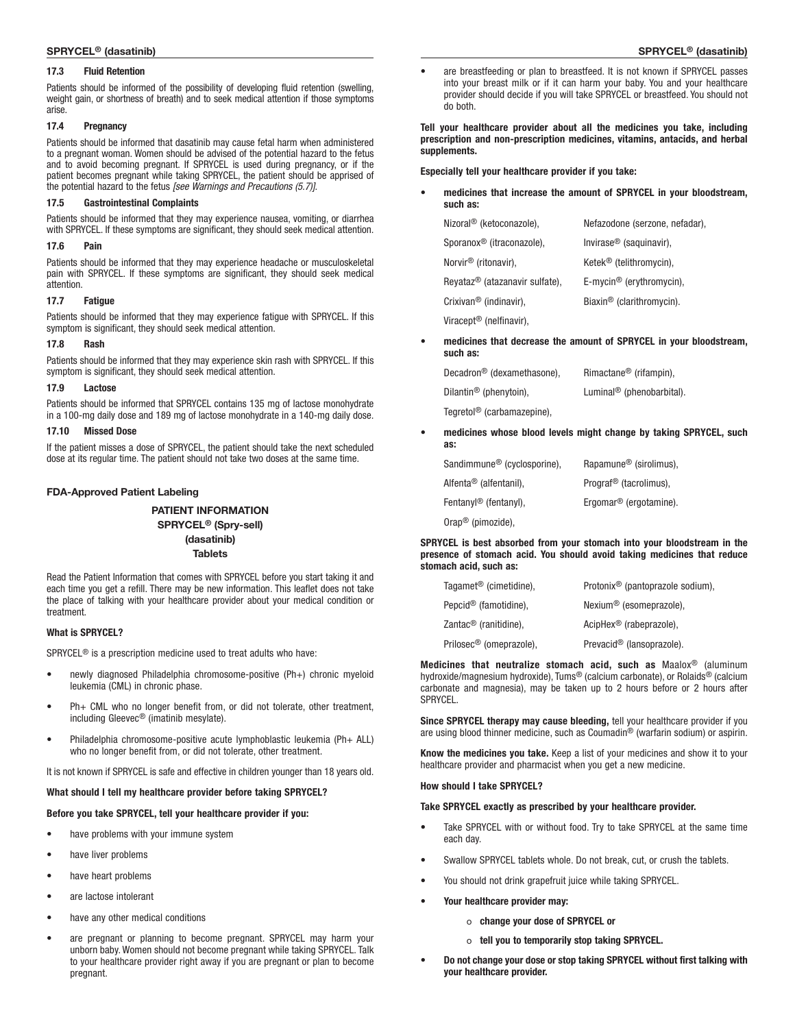### 17.3 Fluid Retention

Patients should be informed of the possibility of developing fluid retention (swelling, weight gain, or shortness of breath) and to seek medical attention if those symptoms arise.

### 17.4 Pregnancy

Patients should be informed that dasatinib may cause fetal harm when administered to a pregnant woman. Women should be advised of the potential hazard to the fetus and to avoid becoming pregnant. If SPRYCEL is used during pregnancy, or if the patient becomes pregnant while taking SPRYCEL, the patient should be apprised of the potential hazard to the fetus *[see Warnings and Precautions (5.7)]*.

### 17.5 Gastrointestinal Complaints

Patients should be informed that they may experience nausea, vomiting, or diarrhea with SPRYCEL. If these symptoms are significant, they should seek medical attention.

### 17.6 Pain

Patients should be informed that they may experience headache or musculoskeletal pain with SPRYCEL. If these symptoms are significant, they should seek medical attention.

### 17.7 Fatigue

Patients should be informed that they may experience fatigue with SPRYCEL. If this symptom is significant, they should seek medical attention.

### 17.8 Rash

Patients should be informed that they may experience skin rash with SPRYCEL. If this symptom is significant, they should seek medical attention.

### 17.9 Lactose

Patients should be informed that SPRYCEL contains 135 mg of lactose monohydrate in a 100-mg daily dose and 189 mg of lactose monohydrate in a 140-mg daily dose.

### 17.10 Missed Dose

If the patient misses a dose of SPRYCEL, the patient should take the next scheduled dose at its regular time. The patient should not take two doses at the same time.

**FDA-Approved Patient Labeling**

## PATIENT INFORMATION
## SPRYCEL® (Spry-sell)
## (dasatinib)
## Tablets

Read the Patient Information that comes with SPRYCEL before you start taking it and each time you get a refill. There may be new information. This leaflet does not take the place of talking with your healthcare provider about your medical condition or treatment.

**What is SPRYCEL?**

SPRYCEL® is a prescription medicine used to treat adults who have:

- newly diagnosed Philadelphia chromosome-positive (Ph+) chronic myeloid leukemia (CML) in chronic phase.
- Ph+ CML who no longer benefit from, or did not tolerate, other treatment, including Gleevec® (imatinib mesylate).
- Philadelphia chromosome-positive acute lymphoblastic leukemia (Ph+ ALL) who no longer benefit from, or did not tolerate, other treatment.

It is not known if SPRYCEL is safe and effective in children younger than 18 years old.

**What should I tell my healthcare provider before taking SPRYCEL?**

**Before you take SPRYCEL, tell your healthcare provider if you:**

- have problems with your immune system
- have liver problems
- have heart problems
- are lactose intolerant
- have any other medical conditions
- are pregnant or planning to become pregnant. SPRYCEL may harm your unborn baby. Women should not become pregnant while taking SPRYCEL. Talk to your healthcare provider right away if you are pregnant or plan to become pregnant.
- are breastfeeding or plan to breastfeed. It is not known if SPRYCEL passes into your breast milk or if it can harm your baby. You and your healthcare provider should decide if you will take SPRYCEL or breastfeed. You should not do both.

**Tell your healthcare provider about all the medicines you take, including prescription and non-prescription medicines, vitamins, antacids, and herbal supplements.**

**Especially tell your healthcare provider if you take:**

- **medicines that increase the amount of SPRYCEL in your bloodstream, such as:**

| | |
|---|---|
| Nizoral® (ketoconazole), | Nefazodone (serzone, nefadar), |
| Sporanox® (itraconazole), | Invirase® (saquinavir), |
| Norvir® (ritonavir), | Ketek® (telithromycin), |
| Reyataz® (atazanavir sulfate), | E-mycin® (erythromycin), |
| Crixivan® (indinavir), | Biaxin® (clarithromycin). |
| Viracept® (nelfinavir), | |

- **medicines that decrease the amount of SPRYCEL in your bloodstream, such as:**

| | |
|---|---|
| Decadron® (dexamethasone), | Rimactane® (rifampin), |
| Dilantin® (phenytoin), | Luminal® (phenobarbital). |
| Tegretol® (carbamazepine), | |

- **medicines whose blood levels might change by taking SPRYCEL, such as:**

| | |
|---|---|
| Sandimmune® (cyclosporine), | Rapamune® (sirolimus), |
| Alfenta® (alfentanil), | Prograf® (tacrolimus), |
| Fentanyl® (fentanyl), | Ergomar® (ergotamine). |
| Orap® (pimozide), | |

**SPRYCEL is best absorbed from your stomach into your bloodstream in the presence of stomach acid. You should avoid taking medicines that reduce stomach acid, such as:**

| | |
|---|---|
| Tagamet® (cimetidine), | Protonix® (pantoprazole sodium), |
| Pepcid® (famotidine), | Nexium® (esomeprazole), |
| Zantac® (ranitidine), | AcipHex® (rabeprazole), |
| Prilosec® (omeprazole), | Prevacid® (lansoprazole). |

**Medicines that neutralize stomach acid, such as** Maalox® (aluminum hydroxide/magnesium hydroxide), Tums® (calcium carbonate), or Rolaids® (calcium carbonate and magnesia), may be taken up to 2 hours before or 2 hours after SPRYCEL.

**Since SPRYCEL therapy may cause bleeding,** tell your healthcare provider if you are using blood thinner medicine, such as Coumadin® (warfarin sodium) or aspirin.

**Know the medicines you take.** Keep a list of your medicines and show it to your healthcare provider and pharmacist when you get a new medicine.

**How should I take SPRYCEL?**

**Take SPRYCEL exactly as prescribed by your healthcare provider.**

- Take SPRYCEL with or without food. Try to take SPRYCEL at the same time each day.
- Swallow SPRYCEL tablets whole. Do not break, cut, or crush the tablets.
- You should not drink grapefruit juice while taking SPRYCEL.
- **Your healthcare provider may:**
  - **change your dose of SPRYCEL or**
  - **tell you to temporarily stop taking SPRYCEL.**
- **Do not change your dose or stop taking SPRYCEL without first talking with your healthcare provider.**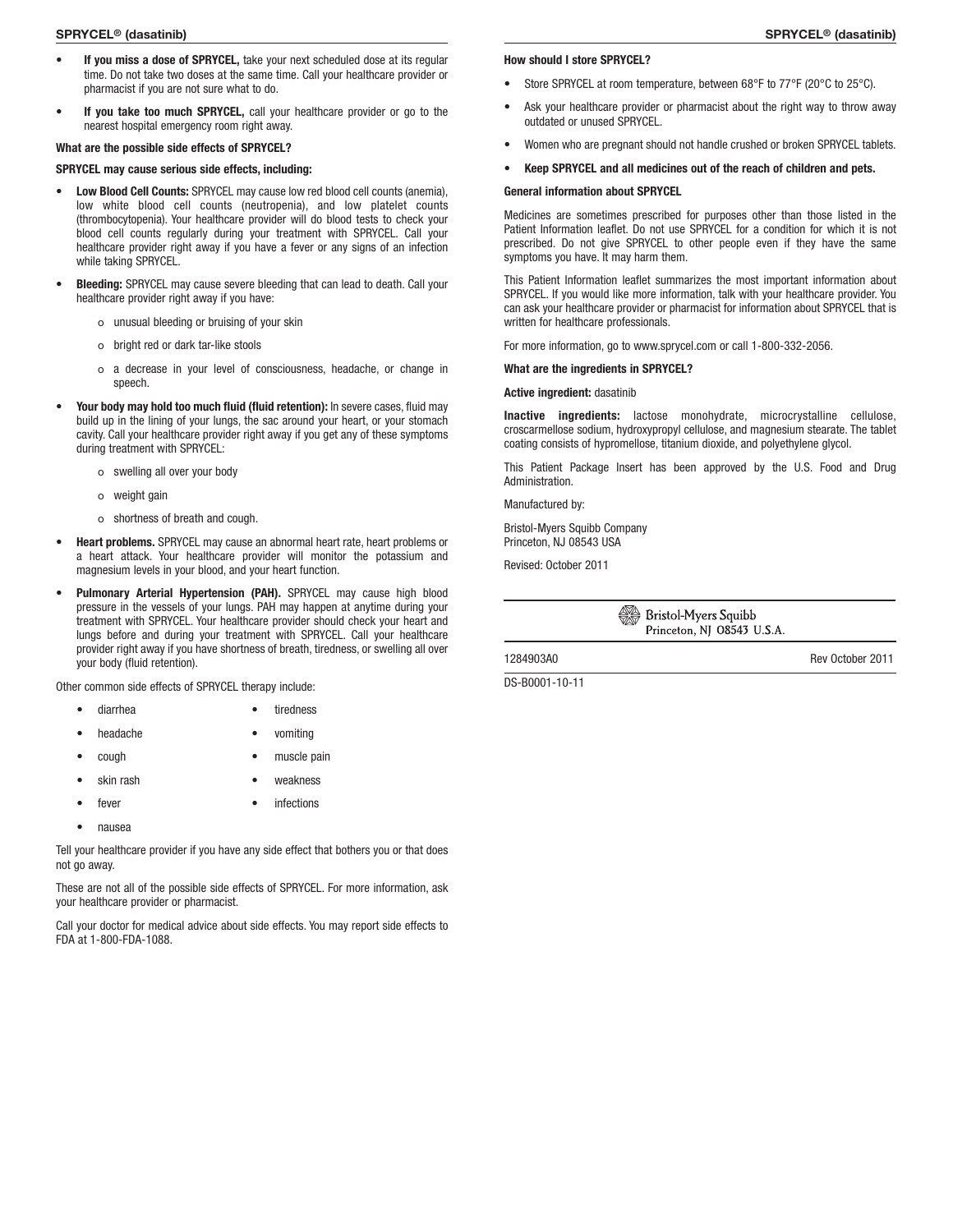- **If you miss a dose of SPRYCEL,** take your next scheduled dose at its regular time. Do not take two doses at the same time. Call your healthcare provider or pharmacist if you are not sure what to do.
- **If you take too much SPRYCEL,** call your healthcare provider or go to the nearest hospital emergency room right away.

**What are the possible side effects of SPRYCEL?**

**SPRYCEL may cause serious side effects, including:**

- **Low Blood Cell Counts:** SPRYCEL may cause low red blood cell counts (anemia), low white blood cell counts (neutropenia), and low platelet counts (thrombocytopenia). Your healthcare provider will do blood tests to check your blood cell counts regularly during your treatment with SPRYCEL. Call your healthcare provider right away if you have a fever or any signs of an infection while taking SPRYCEL.
- **Bleeding:** SPRYCEL may cause severe bleeding that can lead to death. Call your healthcare provider right away if you have:
  - o unusual bleeding or bruising of your skin
  - o bright red or dark tar-like stools
  - o a decrease in your level of consciousness, headache, or change in speech.
- **Your body may hold too much fluid (fluid retention):** In severe cases, fluid may build up in the lining of your lungs, the sac around your heart, or your stomach cavity. Call your healthcare provider right away if you get any of these symptoms during treatment with SPRYCEL:
  - o swelling all over your body
  - o weight gain
  - o shortness of breath and cough.
- **Heart problems.** SPRYCEL may cause an abnormal heart rate, heart problems or a heart attack. Your healthcare provider will monitor the potassium and magnesium levels in your blood, and your heart function.
- **Pulmonary Arterial Hypertension (PAH).** SPRYCEL may cause high blood pressure in the vessels of your lungs. PAH may happen at anytime during your treatment with SPRYCEL. Your healthcare provider should check your heart and lungs before and during your treatment with SPRYCEL. Call your healthcare provider right away if you have shortness of breath, tiredness, or swelling all over your body (fluid retention).

Other common side effects of SPRYCEL therapy include:

- diarrhea
- headache
- cough
- skin rash
- fever
- nausea
- tiredness
- vomiting
- muscle pain
- weakness
- infections

Tell your healthcare provider if you have any side effect that bothers you or that does not go away.

These are not all of the possible side effects of SPRYCEL. For more information, ask your healthcare provider or pharmacist.

Call your doctor for medical advice about side effects. You may report side effects to FDA at 1-800-FDA-1088.

**How should I store SPRYCEL?**

- Store SPRYCEL at room temperature, between 68°F to 77°F (20°C to 25°C).
- Ask your healthcare provider or pharmacist about the right way to throw away outdated or unused SPRYCEL.
- Women who are pregnant should not handle crushed or broken SPRYCEL tablets.
- **Keep SPRYCEL and all medicines out of the reach of children and pets.**

**General information about SPRYCEL**

Medicines are sometimes prescribed for purposes other than those listed in the Patient Information leaflet. Do not use SPRYCEL for a condition for which it is not prescribed. Do not give SPRYCEL to other people even if they have the same symptoms you have. It may harm them.

This Patient Information leaflet summarizes the most important information about SPRYCEL. If you would like more information, talk with your healthcare provider. You can ask your healthcare provider or pharmacist for information about SPRYCEL that is written for healthcare professionals.

For more information, go to www.sprycel.com or call 1-800-332-2056.

**What are the ingredients in SPRYCEL?**

**Active ingredient:** dasatinib

**Inactive ingredients:** lactose monohydrate, microcrystalline cellulose, croscarmellose sodium, hydroxypropyl cellulose, and magnesium stearate. The tablet coating consists of hypromellose, titanium dioxide, and polyethylene glycol.

This Patient Package Insert has been approved by the U.S. Food and Drug Administration.

Manufactured by:

Bristol-Myers Squibb Company
Princeton, NJ 08543 USA

Revised: October 2011

Bristol-Myers Squibb
Princeton, NJ 08543 U.S.A.

1284903A0 Rev October 2011

DS-B0001-10-11